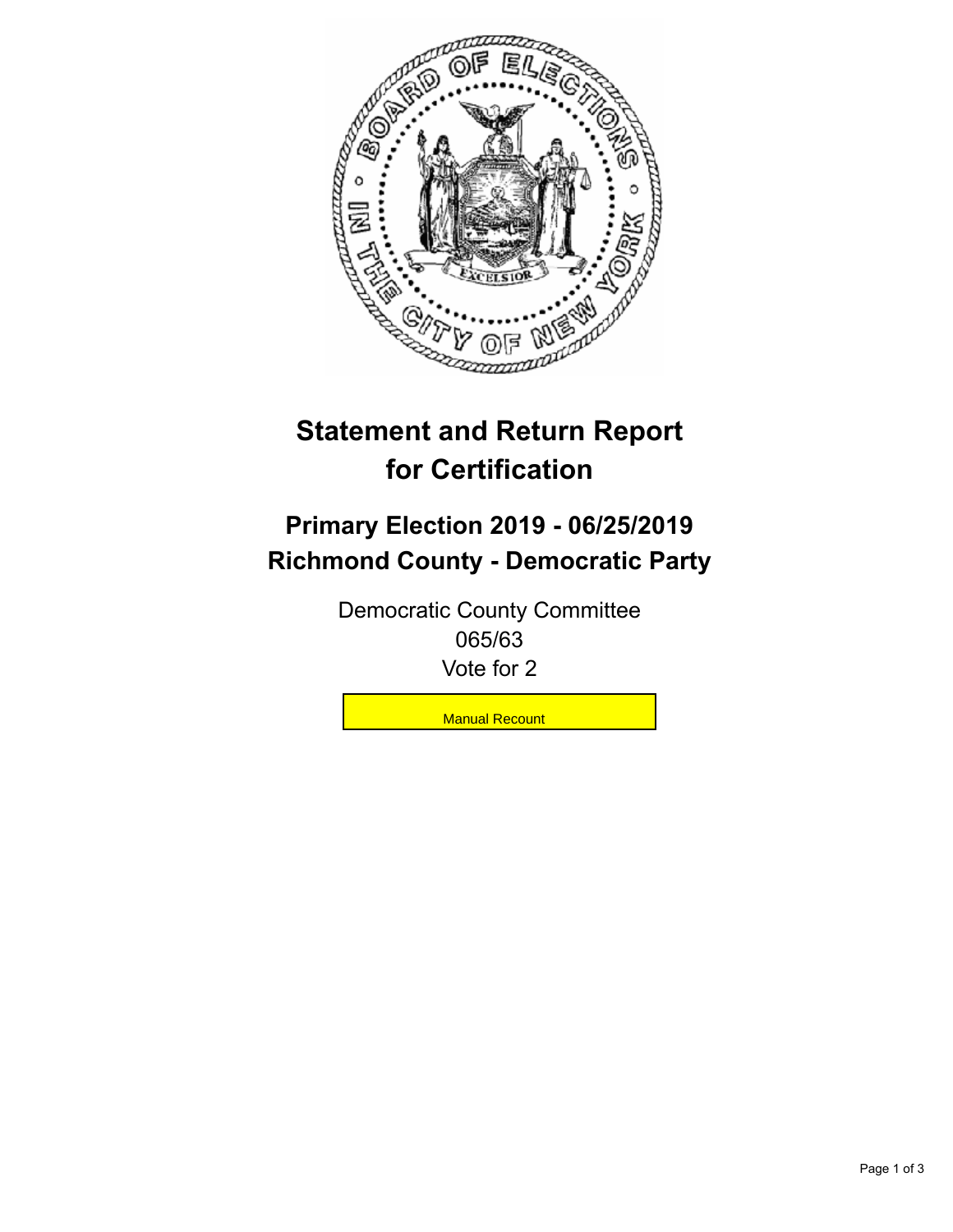# Statement and Return Report for Certification

## Primary Election 2019 - 06/25/2019
## Richmond County - Democratic Party

Democratic County Committee
065/63
Vote for 2

Manual Recount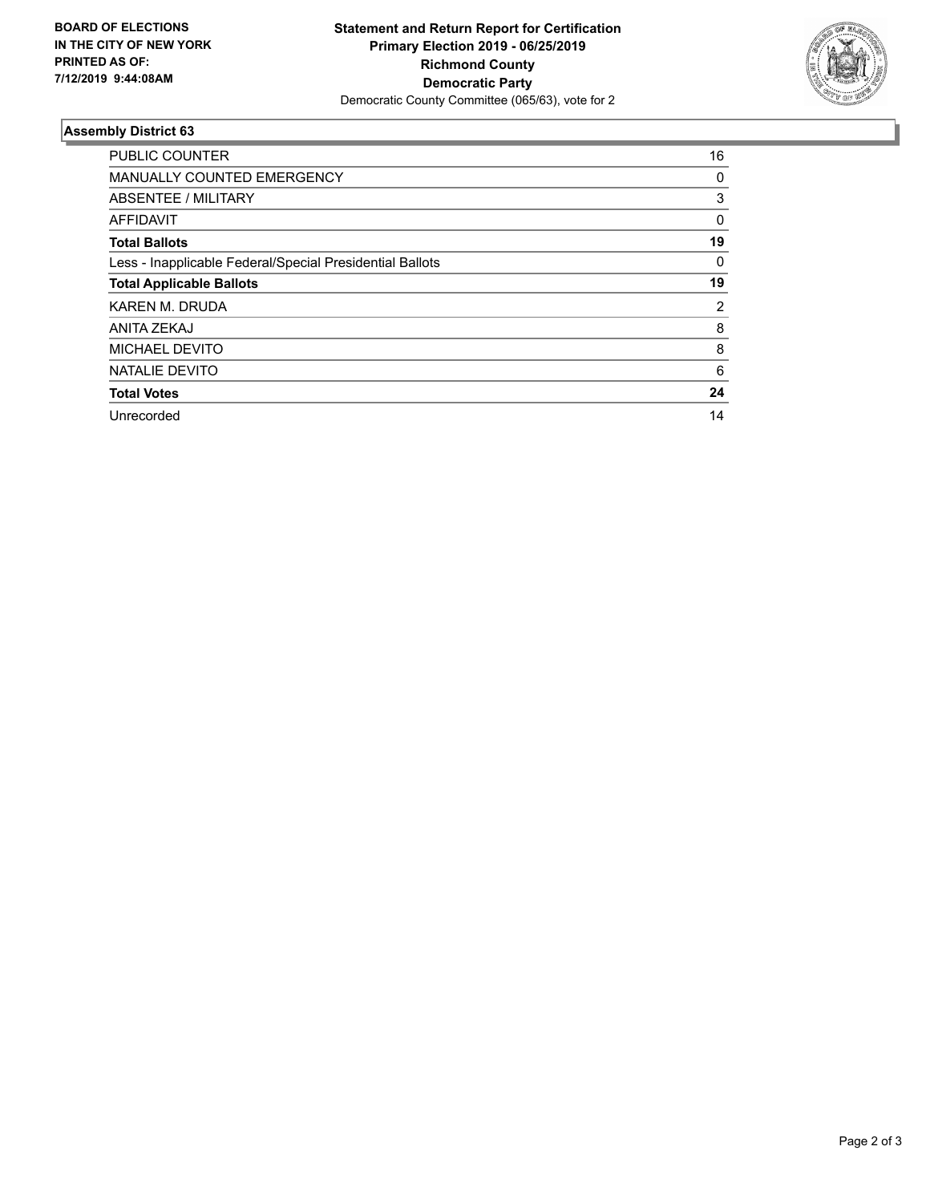BOARD OF ELECTIONS
IN THE CITY OF NEW YORK
PRINTED AS OF:
7/12/2019 9:44:08AM

**Statement and Return Report for Certification**
**Primary Election 2019 - 06/25/2019**
**Richmond County**
**Democratic Party**
Democratic County Committee (065/63), vote for 2

## Assembly District 63

| | |
|---|---|
| PUBLIC COUNTER | 16 |
| MANUALLY COUNTED EMERGENCY | 0 |
| ABSENTEE / MILITARY | 3 |
| AFFIDAVIT | 0 |
| **Total Ballots** | **19** |
| Less - Inapplicable Federal/Special Presidential Ballots | 0 |
| **Total Applicable Ballots** | **19** |
| KAREN M. DRUDA | 2 |
| ANITA ZEKAJ | 8 |
| MICHAEL DEVITO | 8 |
| NATALIE DEVITO | 6 |
| **Total Votes** | **24** |
| Unrecorded | 14 |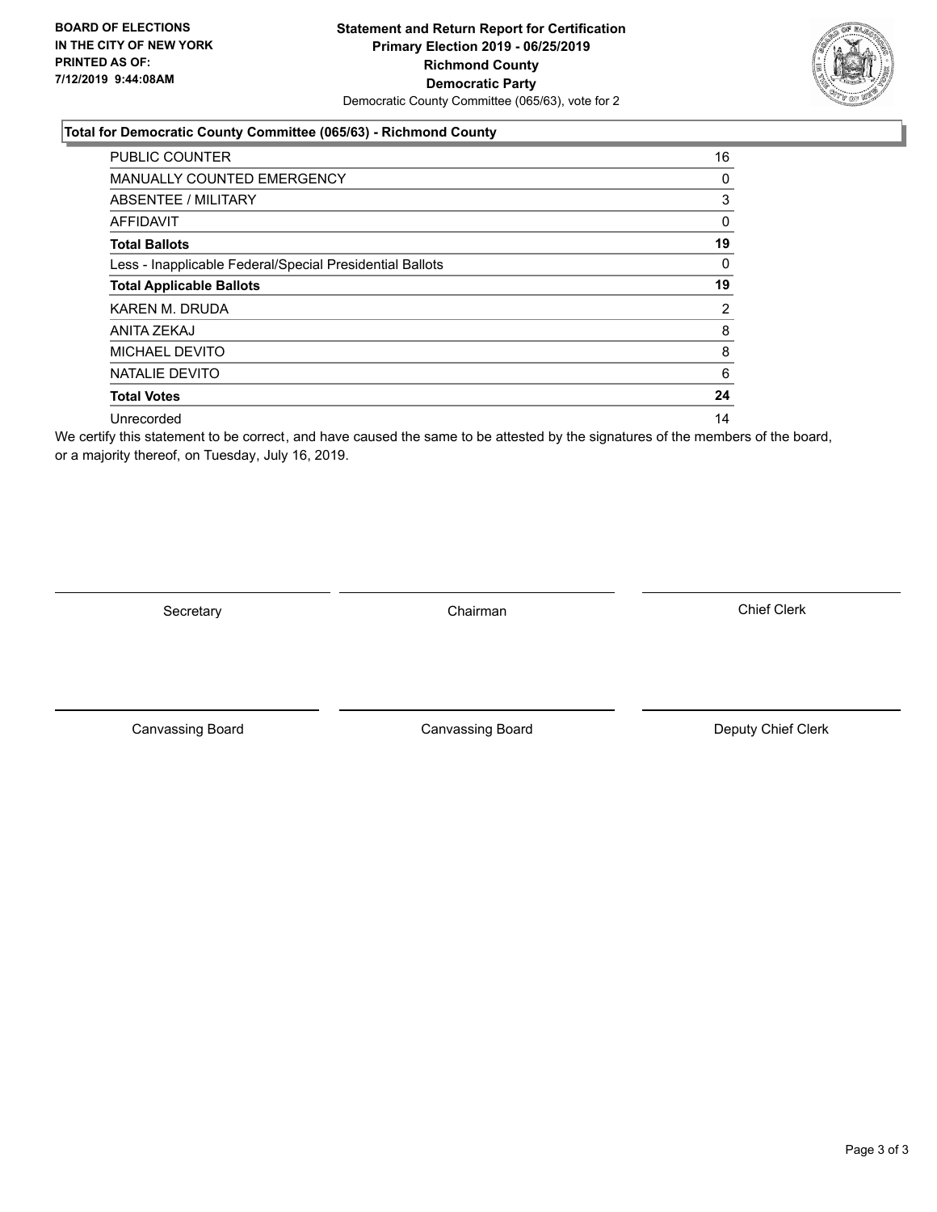**BOARD OF ELECTIONS**
**IN THE CITY OF NEW YORK**
**PRINTED AS OF:**
**7/12/2019 9:44:08AM**

**Statement and Return Report for Certification**
**Primary Election 2019 - 06/25/2019**
**Richmond County**
**Democratic Party**
Democratic County Committee (065/63), vote for 2

### Total for Democratic County Committee (065/63) - Richmond County

| | |
|---|---|
| PUBLIC COUNTER | 16 |
| MANUALLY COUNTED EMERGENCY | 0 |
| ABSENTEE / MILITARY | 3 |
| AFFIDAVIT | 0 |
| **Total Ballots** | **19** |
| Less - Inapplicable Federal/Special Presidential Ballots | 0 |
| **Total Applicable Ballots** | **19** |
| KAREN M. DRUDA | 2 |
| ANITA ZEKAJ | 8 |
| MICHAEL DEVITO | 8 |
| NATALIE DEVITO | 6 |
| **Total Votes** | **24** |
| Unrecorded | 14 |

We certify this statement to be correct, and have caused the same to be attested by the signatures of the members of the board, or a majority thereof, on Tuesday, July 16, 2019.

Secretary

Chairman

Chief Clerk

Canvassing Board

Canvassing Board

Deputy Chief Clerk